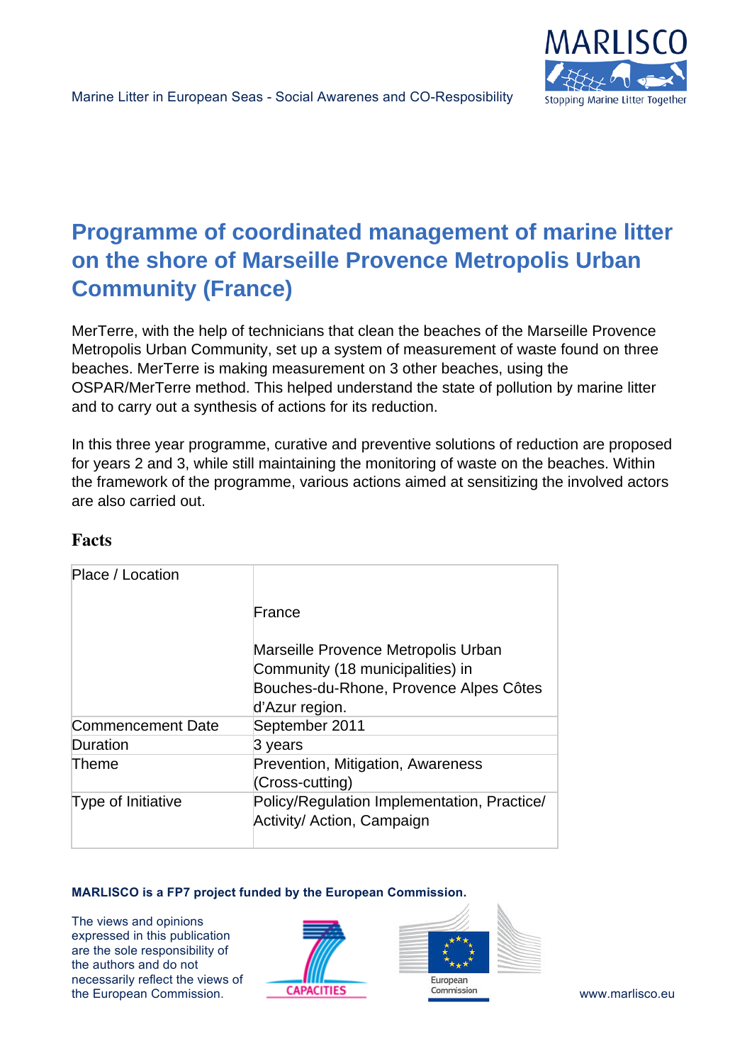# Programme of coordinated management of marine litter on the shore of Marseille Provence Metropolis Urban Community (France)

MerTerre, with the help of technicians that clean the beaches of the Marseille Provence Metropolis Urban Community, set up a system of measurement of waste found on three beaches. MerTerre is making measurement on 3 other beaches, using the OSPAR/MerTerre method. This helped understand the state of pollution by marine litter and to carry out a synthesis of actions for its reduction.

In this three year programme, curative and preventive solutions of reduction are proposed for years 2 and 3, while still maintaining the monitoring of waste on the beaches. Within the framework of the programme, various actions aimed at sensitizing the involved actors are also carried out.

## Facts

| | |
|---|---|
| Place / Location | France<br><br>Marseille Provence Metropolis Urban Community (18 municipalities) in Bouches-du-Rhone, Provence Alpes Côtes d'Azur region. |
| Commencement Date | September 2011 |
| Duration | 3 years |
| Theme | Prevention, Mitigation, Awareness (Cross-cutting) |
| Type of Initiative | Policy/Regulation Implementation, Practice/ Activity/ Action, Campaign |

**MARLISCO is a FP7 project funded by the European Commission.**

The views and opinions expressed in this publication are the sole responsibility of the authors and do not necessarily reflect the views of the European Commission.

www.marlisco.eu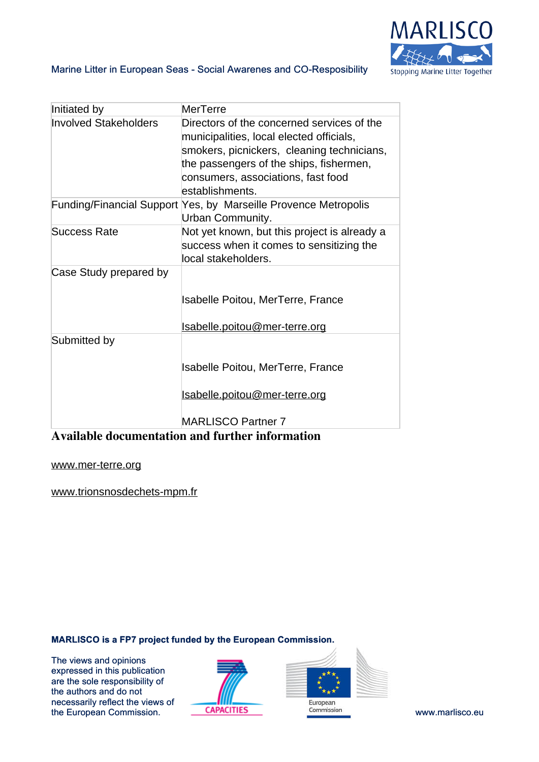| | |
|---|---|
| Initiated by | MerTerre |
| Involved Stakeholders | Directors of the concerned services of the municipalities, local elected officials, smokers, picnickers, cleaning technicians, the passengers of the ships, fishermen, consumers, associations, fast food establishments. |
| Funding/Financial Support | Yes, by Marseille Provence Metropolis Urban Community. |
| Success Rate | Not yet known, but this project is already a success when it comes to sensitizing the local stakeholders. |
| Case Study prepared by | Isabelle Poitou, MerTerre, France<br><br>Isabelle.poitou@mer-terre.org |
| Submitted by | Isabelle Poitou, MerTerre, France<br><br>Isabelle.poitou@mer-terre.org<br><br>MARLISCO Partner 7 |

**Available documentation and further information**

www.mer-terre.org

www.trionsnosdechets-mpm.fr

**MARLISCO is a FP7 project funded by the European Commission.**

The views and opinions expressed in this publication are the sole responsibility of the authors and do not necessarily reflect the views of the European Commission.

www.marlisco.eu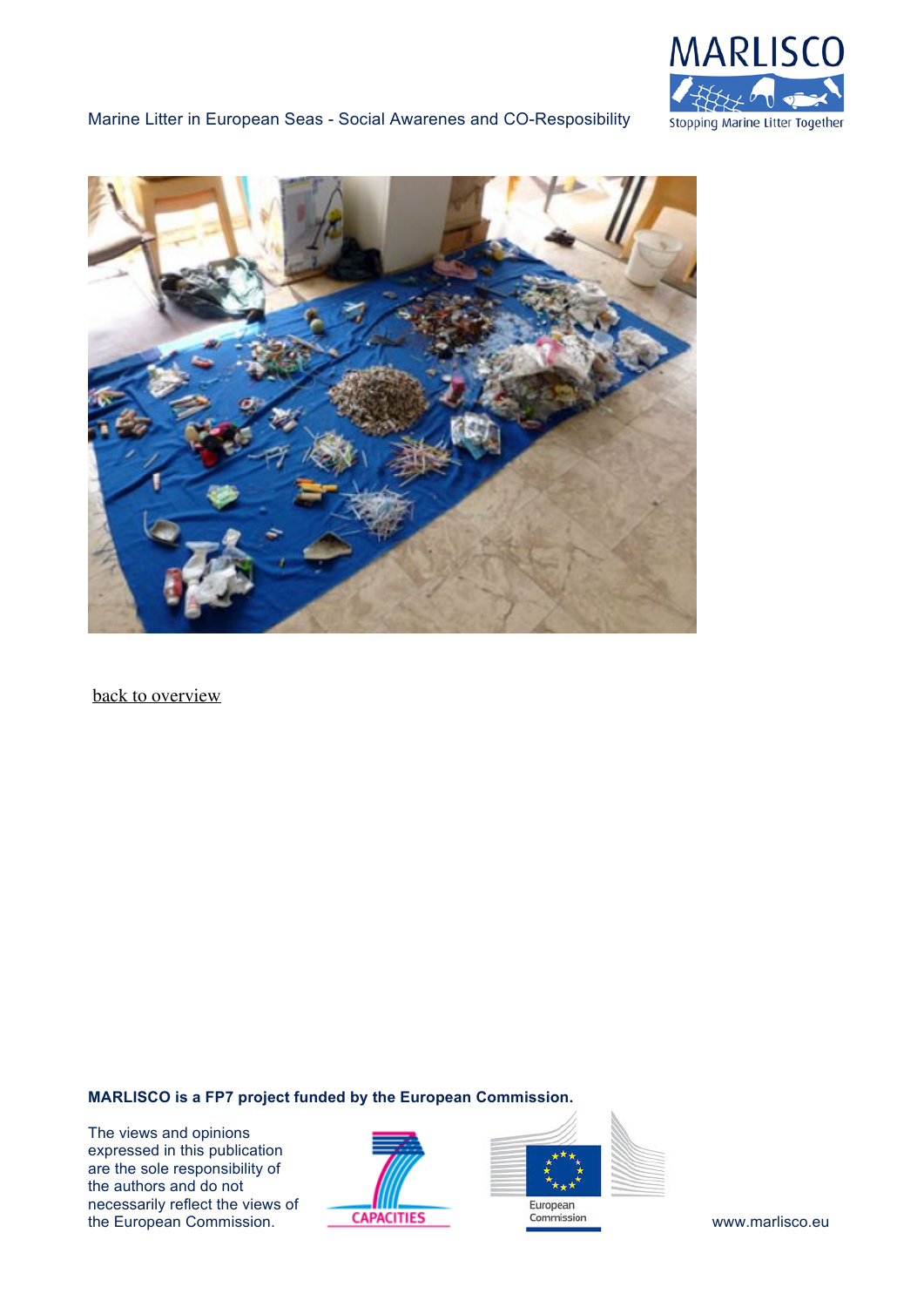back to overview

**MARLISCO is a FP7 project funded by the European Commission.**

The views and opinions expressed in this publication are the sole responsibility of the authors and do not necessarily reflect the views of the European Commission.

www.marlisco.eu